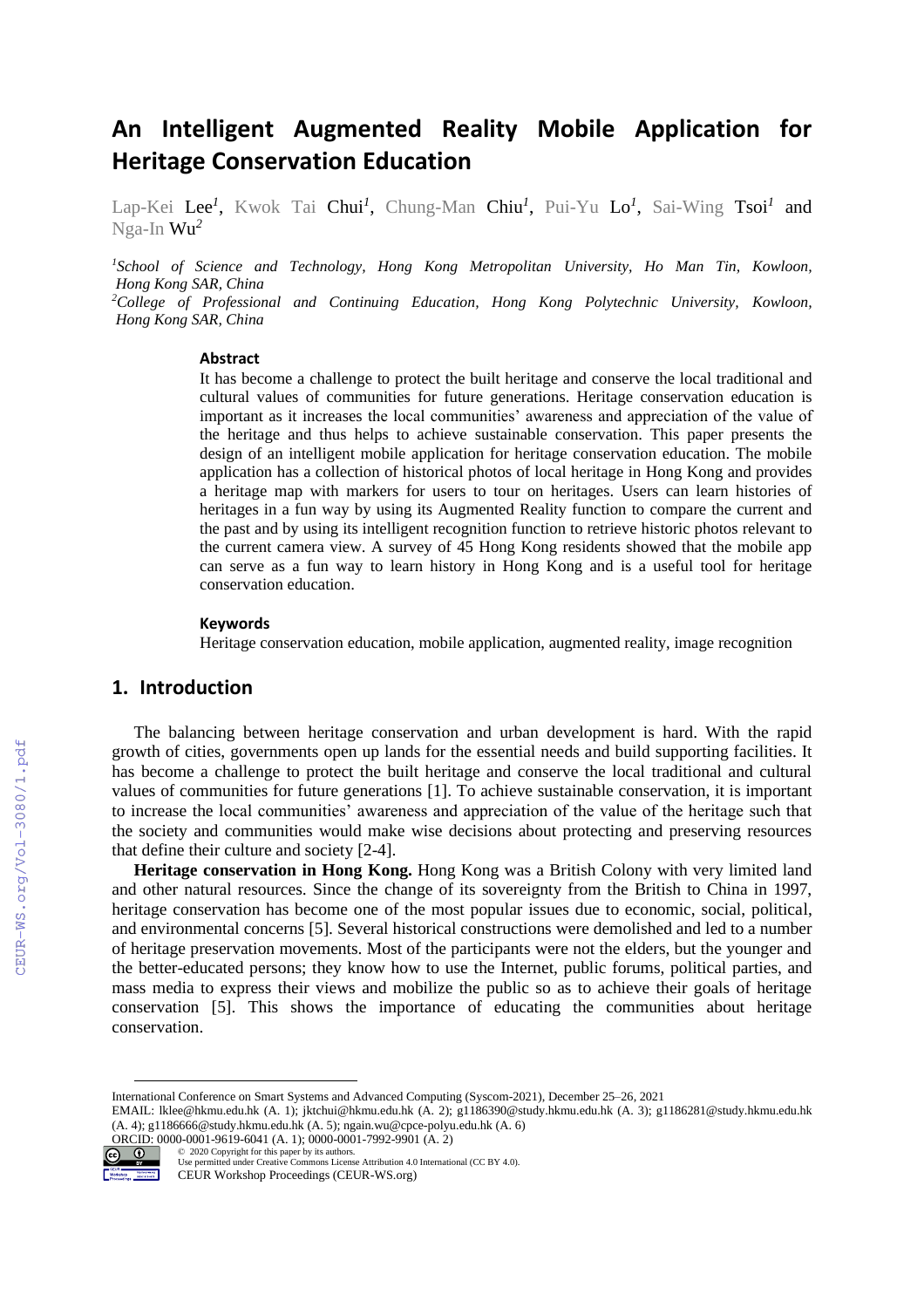# An Intelligent Augmented Reality Mobile Application for Heritage Conservation Education

Lap-Kei Lee[1], Kwok Tai Chui[1], Chung-Man Chiu[1], Pui-Yu Lo[1], Sai-Wing Tsoi[1] and Nga-In Wu[2]

[1] *School of Science and Technology, Hong Kong Metropolitan University, Ho Man Tin, Kowloon, Hong Kong SAR, China*
[2] *College of Professional and Continuing Education, Hong Kong Polytechnic University, Kowloon, Hong Kong SAR, China*

### Abstract

It has become a challenge to protect the built heritage and conserve the local traditional and cultural values of communities for future generations. Heritage conservation education is important as it increases the local communities' awareness and appreciation of the value of the heritage and thus helps to achieve sustainable conservation. This paper presents the design of an intelligent mobile application for heritage conservation education. The mobile application has a collection of historical photos of local heritage in Hong Kong and provides a heritage map with markers for users to tour on heritages. Users can learn histories of heritages in a fun way by using its Augmented Reality function to compare the current and the past and by using its intelligent recognition function to retrieve historic photos relevant to the current camera view. A survey of 45 Hong Kong residents showed that the mobile app can serve as a fun way to learn history in Hong Kong and is a useful tool for heritage conservation education.

### Keywords

Heritage conservation education, mobile application, augmented reality, image recognition

## 1. Introduction

The balancing between heritage conservation and urban development is hard. With the rapid growth of cities, governments open up lands for the essential needs and build supporting facilities. It has become a challenge to protect the built heritage and conserve the local traditional and cultural values of communities for future generations [1]. To achieve sustainable conservation, it is important to increase the local communities' awareness and appreciation of the value of the heritage such that the society and communities would make wise decisions about protecting and preserving resources that define their culture and society [2-4].

**Heritage conservation in Hong Kong.** Hong Kong was a British Colony with very limited land and other natural resources. Since the change of its sovereignty from the British to China in 1997, heritage conservation has become one of the most popular issues due to economic, social, political, and environmental concerns [5]. Several historical constructions were demolished and led to a number of heritage preservation movements. Most of the participants were not the elders, but the younger and the better-educated persons; they know how to use the Internet, public forums, political parties, and mass media to express their views and mobilize the public so as to achieve their goals of heritage conservation [5]. This shows the importance of educating the communities about heritage conservation.

International Conference on Smart Systems and Advanced Computing (Syscom-2021), December 25–26, 2021
EMAIL: lklee@hkmu.edu.hk (A. 1); jktchui@hkmu.edu.hk (A. 2); g1186390@study.hkmu.edu.hk (A. 3); g1186281@study.hkmu.edu.hk (A. 4); g1186666@study.hkmu.edu.hk (A. 5); ngain.wu@cpce-polyu.edu.hk (A. 6)
ORCID: 0000-0001-9619-6041 (A. 1); 0000-0001-7992-9901 (A. 2)
© 2020 Copyright for this paper by its authors.
Use permitted under Creative Commons License Attribution 4.0 International (CC BY 4.0).
CEUR Workshop Proceedings (CEUR-WS.org)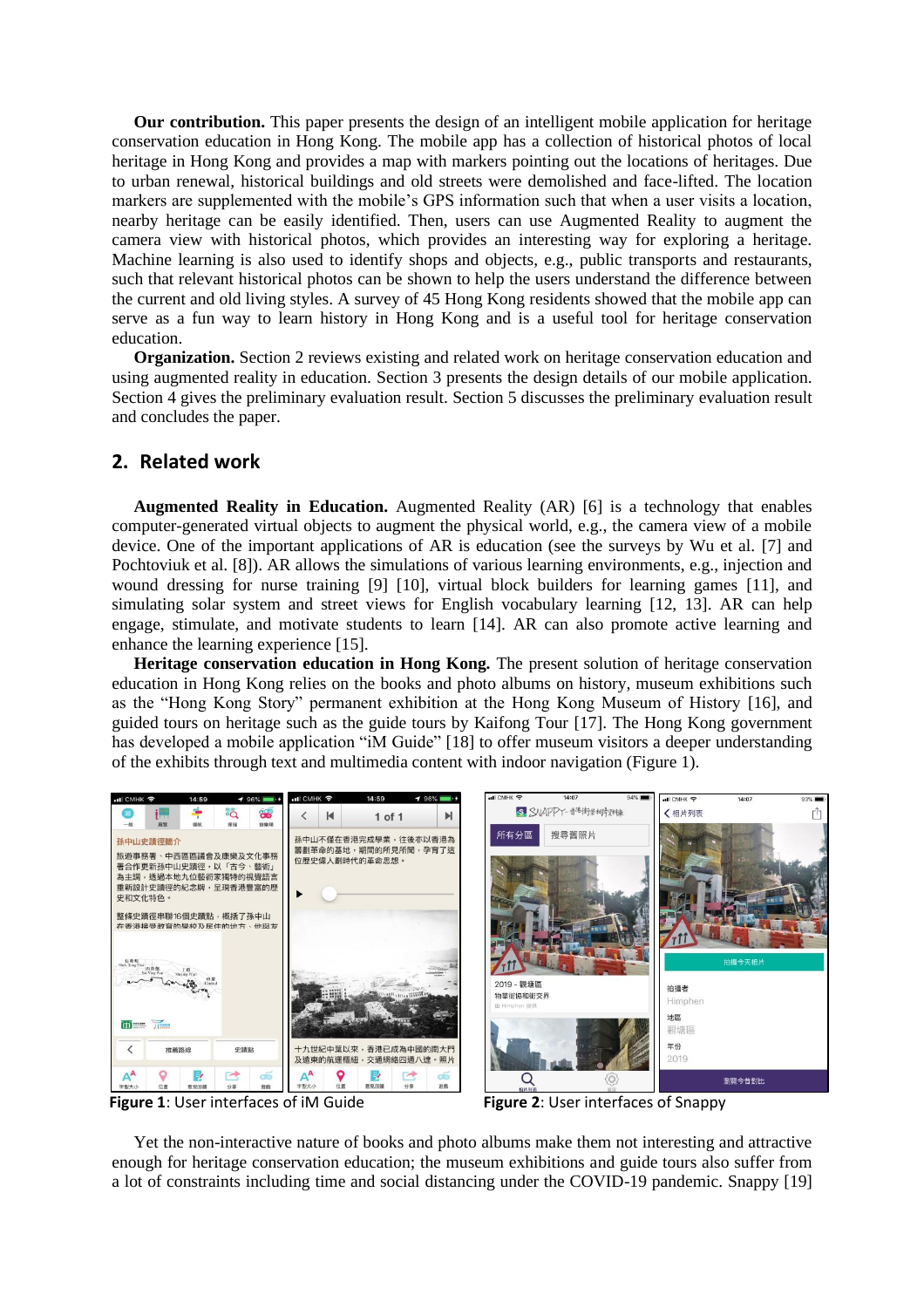**Our contribution.** This paper presents the design of an intelligent mobile application for heritage conservation education in Hong Kong. The mobile app has a collection of historical photos of local heritage in Hong Kong and provides a map with markers pointing out the locations of heritages. Due to urban renewal, historical buildings and old streets were demolished and face-lifted. The location markers are supplemented with the mobile's GPS information such that when a user visits a location, nearby heritage can be easily identified. Then, users can use Augmented Reality to augment the camera view with historical photos, which provides an interesting way for exploring a heritage. Machine learning is also used to identify shops and objects, e.g., public transports and restaurants, such that relevant historical photos can be shown to help the users understand the difference between the current and old living styles. A survey of 45 Hong Kong residents showed that the mobile app can serve as a fun way to learn history in Hong Kong and is a useful tool for heritage conservation education.

**Organization.** Section 2 reviews existing and related work on heritage conservation education and using augmented reality in education. Section 3 presents the design details of our mobile application. Section 4 gives the preliminary evaluation result. Section 5 discusses the preliminary evaluation result and concludes the paper.

## 2. Related work

**Augmented Reality in Education.** Augmented Reality (AR) [6] is a technology that enables computer-generated virtual objects to augment the physical world, e.g., the camera view of a mobile device. One of the important applications of AR is education (see the surveys by Wu et al. [7] and Pochtoviuk et al. [8]). AR allows the simulations of various learning environments, e.g., injection and wound dressing for nurse training [9] [10], virtual block builders for learning games [11], and simulating solar system and street views for English vocabulary learning [12, 13]. AR can help engage, stimulate, and motivate students to learn [14]. AR can also promote active learning and enhance the learning experience [15].

**Heritage conservation education in Hong Kong.** The present solution of heritage conservation education in Hong Kong relies on the books and photo albums on history, museum exhibitions such as the "Hong Kong Story" permanent exhibition at the Hong Kong Museum of History [16], and guided tours on heritage such as the guide tours by Kaifong Tour [17]. The Hong Kong government has developed a mobile application "iM Guide" [18] to offer museum visitors a deeper understanding of the exhibits through text and multimedia content with indoor navigation (Figure 1).

**Figure 1**: User interfaces of iM Guide

**Figure 2**: User interfaces of Snappy

Yet the non-interactive nature of books and photo albums make them not interesting and attractive enough for heritage conservation education; the museum exhibitions and guide tours also suffer from a lot of constraints including time and social distancing under the COVID-19 pandemic. Snappy [19]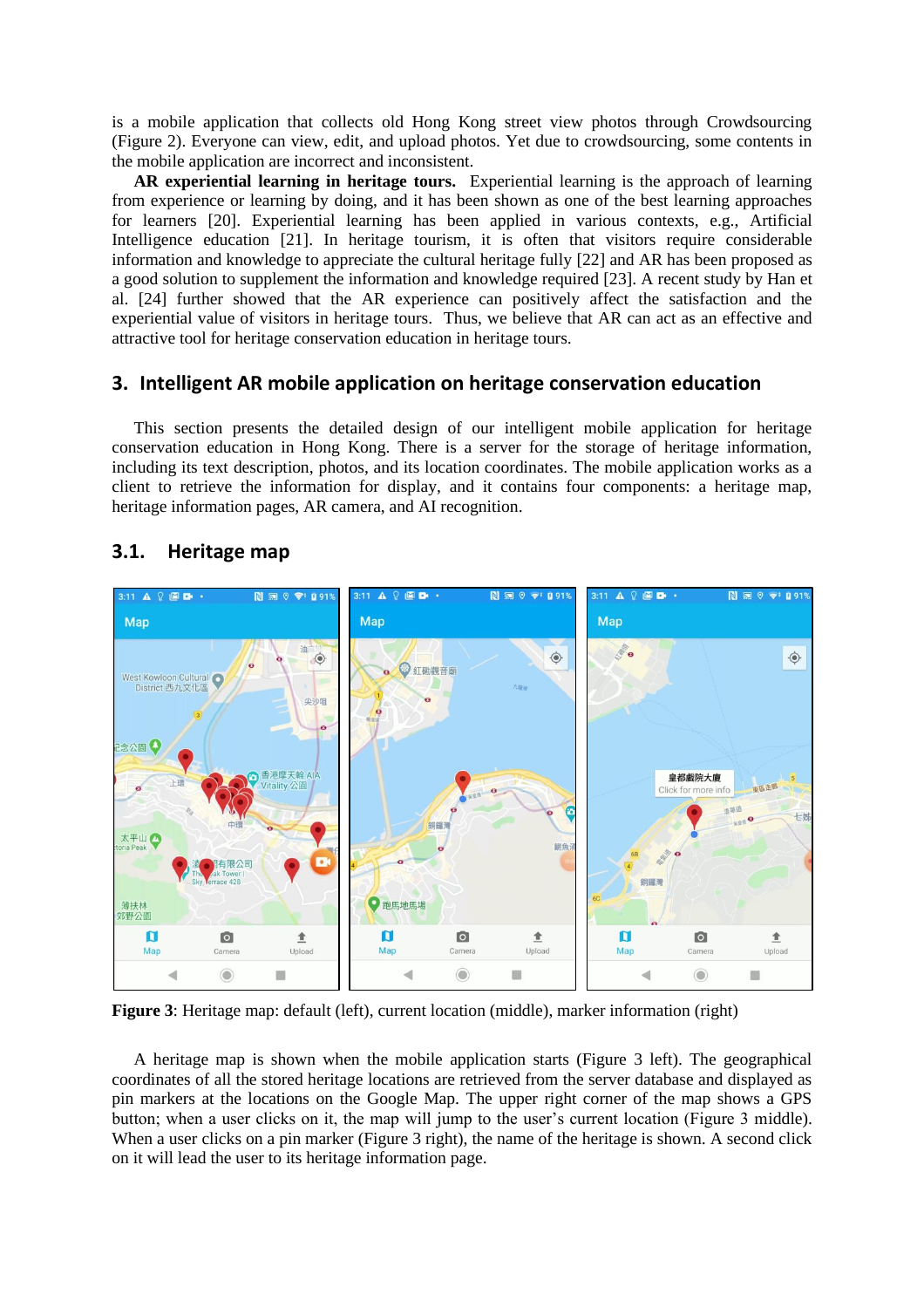is a mobile application that collects old Hong Kong street view photos through Crowdsourcing (Figure 2). Everyone can view, edit, and upload photos. Yet due to crowdsourcing, some contents in the mobile application are incorrect and inconsistent.

**AR experiential learning in heritage tours.** Experiential learning is the approach of learning from experience or learning by doing, and it has been shown as one of the best learning approaches for learners [20]. Experiential learning has been applied in various contexts, e.g., Artificial Intelligence education [21]. In heritage tourism, it is often that visitors require considerable information and knowledge to appreciate the cultural heritage fully [22] and AR has been proposed as a good solution to supplement the information and knowledge required [23]. A recent study by Han et al. [24] further showed that the AR experience can positively affect the satisfaction and the experiential value of visitors in heritage tours. Thus, we believe that AR can act as an effective and attractive tool for heritage conservation education in heritage tours.

## 3. Intelligent AR mobile application on heritage conservation education

This section presents the detailed design of our intelligent mobile application for heritage conservation education in Hong Kong. There is a server for the storage of heritage information, including its text description, photos, and its location coordinates. The mobile application works as a client to retrieve the information for display, and it contains four components: a heritage map, heritage information pages, AR camera, and AI recognition.

### 3.1. Heritage map

**Figure 3**: Heritage map: default (left), current location (middle), marker information (right)

A heritage map is shown when the mobile application starts (Figure 3 left). The geographical coordinates of all the stored heritage locations are retrieved from the server database and displayed as pin markers at the locations on the Google Map. The upper right corner of the map shows a GPS button; when a user clicks on it, the map will jump to the user's current location (Figure 3 middle). When a user clicks on a pin marker (Figure 3 right), the name of the heritage is shown. A second click on it will lead the user to its heritage information page.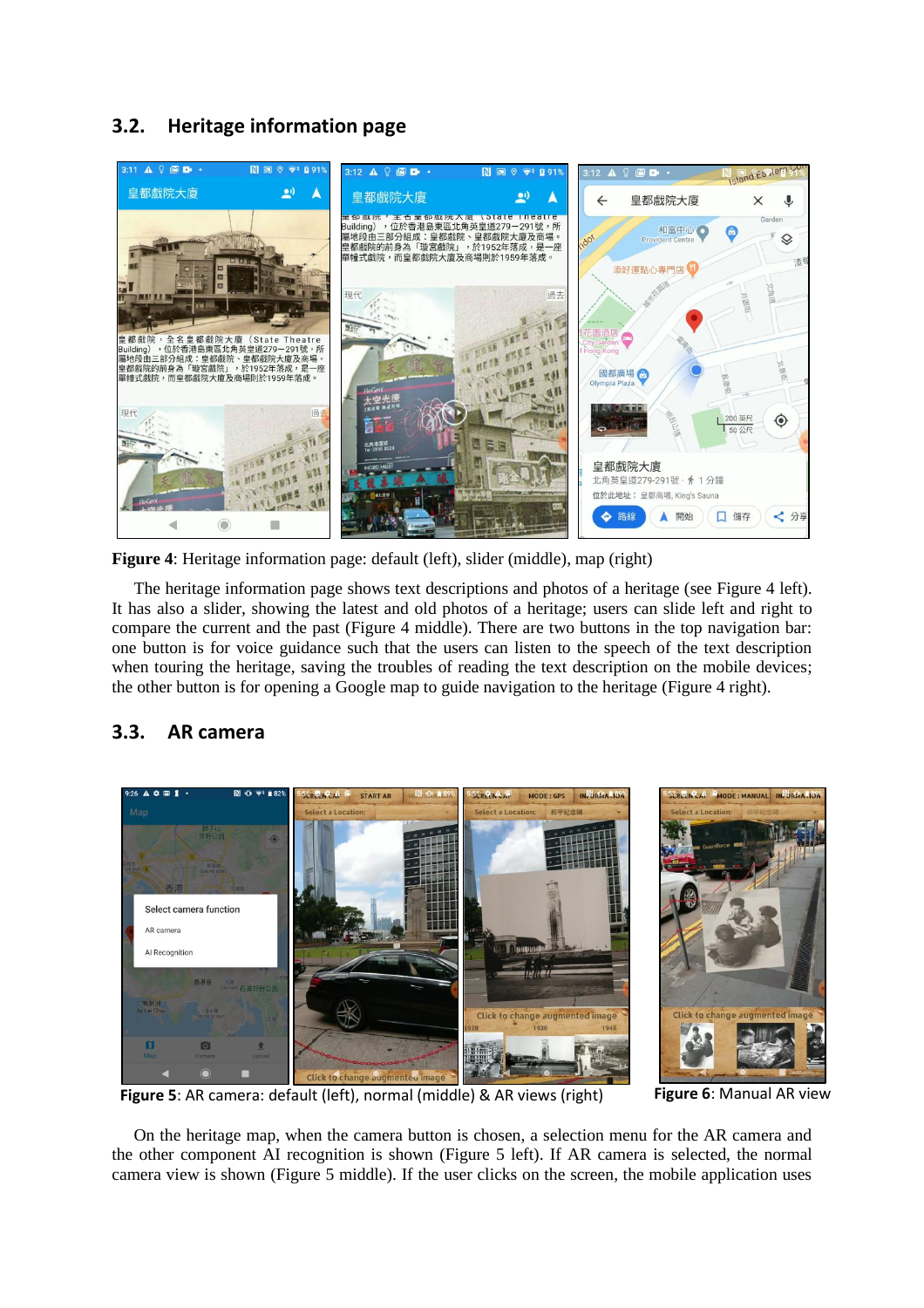## 3.2. Heritage information page

**Figure 4**: Heritage information page: default (left), slider (middle), map (right)

The heritage information page shows text descriptions and photos of a heritage (see Figure 4 left). It has also a slider, showing the latest and old photos of a heritage; users can slide left and right to compare the current and the past (Figure 4 middle). There are two buttons in the top navigation bar: one button is for voice guidance such that the users can listen to the speech of the text description when touring the heritage, saving the troubles of reading the text description on the mobile devices; the other button is for opening a Google map to guide navigation to the heritage (Figure 4 right).

## 3.3. AR camera

**Figure 5**: AR camera: default (left), normal (middle) & AR views (right)

**Figure 6**: Manual AR view

On the heritage map, when the camera button is chosen, a selection menu for the AR camera and the other component AI recognition is shown (Figure 5 left). If AR camera is selected, the normal camera view is shown (Figure 5 middle). If the user clicks on the screen, the mobile application uses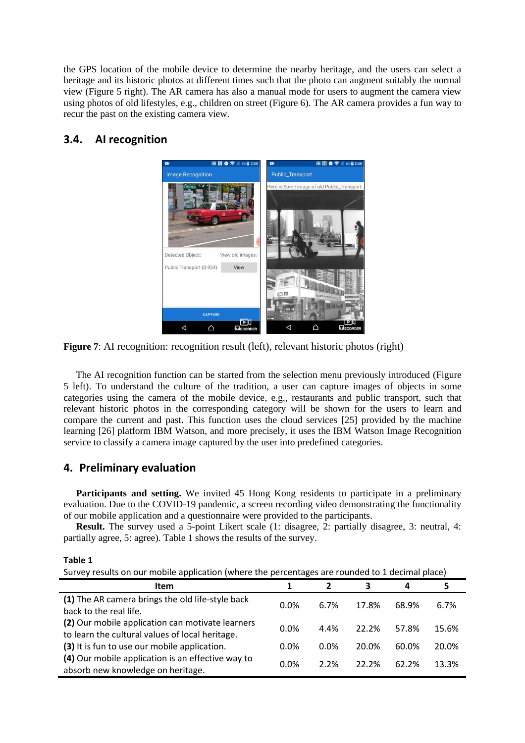the GPS location of the mobile device to determine the nearby heritage, and the users can select a heritage and its historic photos at different times such that the photo can augment suitably the normal view (Figure 5 right). The AR camera has also a manual mode for users to augment the camera view using photos of old lifestyles, e.g., children on street (Figure 6). The AR camera provides a fun way to recur the past on the existing camera view.

## 3.4. AI recognition

**Figure 7**: AI recognition: recognition result (left), relevant historic photos (right)

The AI recognition function can be started from the selection menu previously introduced (Figure 5 left). To understand the culture of the tradition, a user can capture images of objects in some categories using the camera of the mobile device, e.g., restaurants and public transport, such that relevant historic photos in the corresponding category will be shown for the users to learn and compare the current and past. This function uses the cloud services [25] provided by the machine learning [26] platform IBM Watson, and more precisely, it uses the IBM Watson Image Recognition service to classify a camera image captured by the user into predefined categories.

# 4. Preliminary evaluation

**Participants and setting.** We invited 45 Hong Kong residents to participate in a preliminary evaluation. Due to the COVID-19 pandemic, a screen recording video demonstrating the functionality of our mobile application and a questionnaire were provided to the participants.

**Result.** The survey used a 5-point Likert scale (1: disagree, 2: partially disagree, 3: neutral, 4: partially agree, 5: agree). Table 1 shows the results of the survey.

**Table 1**

Survey results on our mobile application (where the percentages are rounded to 1 decimal place)

| Item | 1 | 2 | 3 | 4 | 5 |
|---|---|---|---|---|---|
| **(1)** The AR camera brings the old life-style back back to the real life. | 0.0% | 6.7% | 17.8% | 68.9% | 6.7% |
| **(2)** Our mobile application can motivate learners to learn the cultural values of local heritage. | 0.0% | 4.4% | 22.2% | 57.8% | 15.6% |
| **(3)** It is fun to use our mobile application. | 0.0% | 0.0% | 20.0% | 60.0% | 20.0% |
| **(4)** Our mobile application is an effective way to absorb new knowledge on heritage. | 0.0% | 2.2% | 22.2% | 62.2% | 13.3% |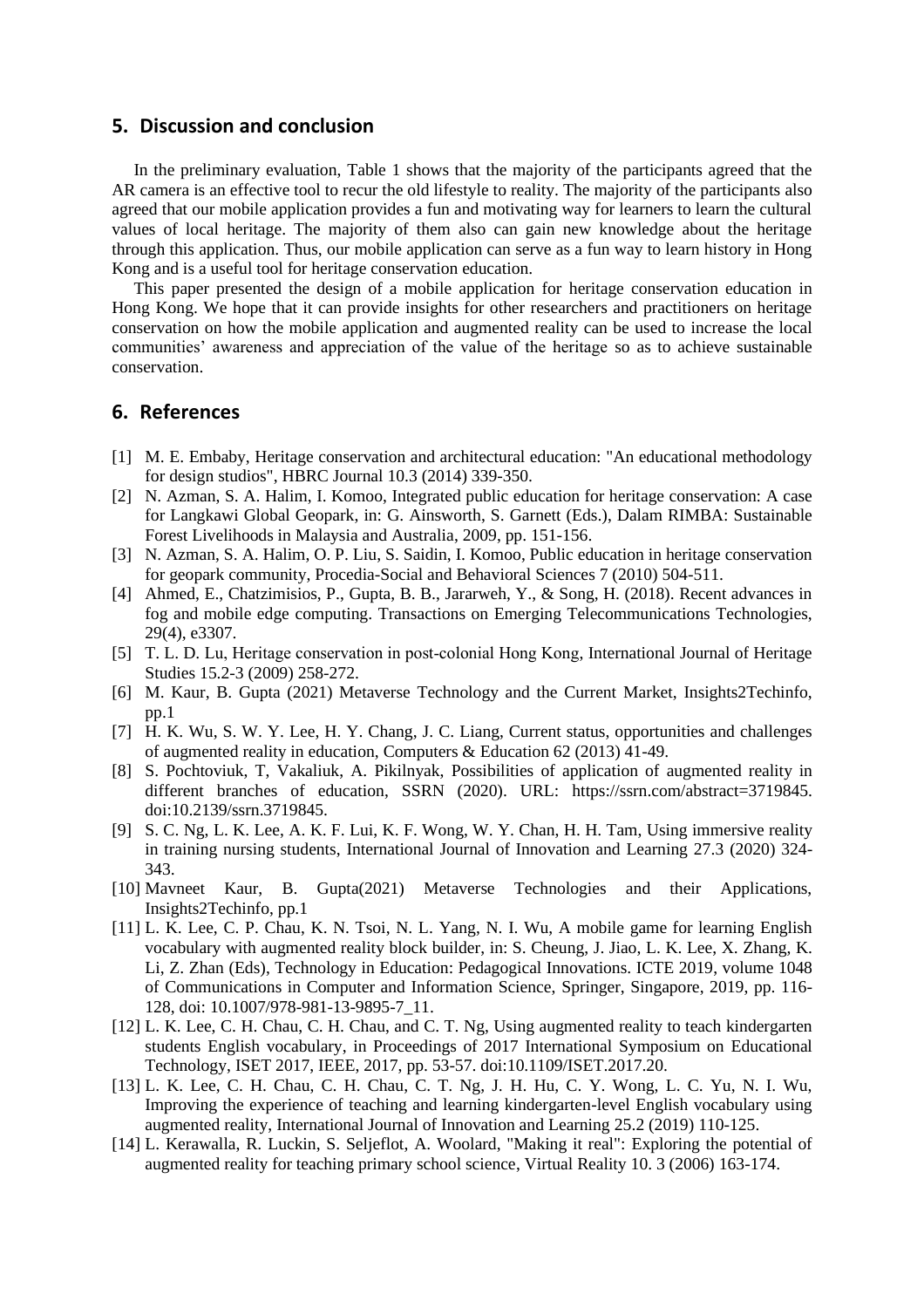## 5. Discussion and conclusion

In the preliminary evaluation, Table 1 shows that the majority of the participants agreed that the AR camera is an effective tool to recur the old lifestyle to reality. The majority of the participants also agreed that our mobile application provides a fun and motivating way for learners to learn the cultural values of local heritage. The majority of them also can gain new knowledge about the heritage through this application. Thus, our mobile application can serve as a fun way to learn history in Hong Kong and is a useful tool for heritage conservation education.

This paper presented the design of a mobile application for heritage conservation education in Hong Kong. We hope that it can provide insights for other researchers and practitioners on heritage conservation on how the mobile application and augmented reality can be used to increase the local communities' awareness and appreciation of the value of the heritage so as to achieve sustainable conservation.

## 6. References

[1] M. E. Embaby, Heritage conservation and architectural education: "An educational methodology for design studios", HBRC Journal 10.3 (2014) 339-350.

[2] N. Azman, S. A. Halim, I. Komoo, Integrated public education for heritage conservation: A case for Langkawi Global Geopark, in: G. Ainsworth, S. Garnett (Eds.), Dalam RIMBA: Sustainable Forest Livelihoods in Malaysia and Australia, 2009, pp. 151-156.

[3] N. Azman, S. A. Halim, O. P. Liu, S. Saidin, I. Komoo, Public education in heritage conservation for geopark community, Procedia-Social and Behavioral Sciences 7 (2010) 504-511.

[4] Ahmed, E., Chatzimisios, P., Gupta, B. B., Jararweh, Y., & Song, H. (2018). Recent advances in fog and mobile edge computing. Transactions on Emerging Telecommunications Technologies, 29(4), e3307.

[5] T. L. D. Lu, Heritage conservation in post-colonial Hong Kong, International Journal of Heritage Studies 15.2-3 (2009) 258-272.

[6] M. Kaur, B. Gupta (2021) Metaverse Technology and the Current Market, Insights2Techinfo, pp.1

[7] H. K. Wu, S. W. Y. Lee, H. Y. Chang, J. C. Liang, Current status, opportunities and challenges of augmented reality in education, Computers & Education 62 (2013) 41-49.

[8] S. Pochtoviuk, T, Vakaliuk, A. Pikilnyak, Possibilities of application of augmented reality in different branches of education, SSRN (2020). URL: https://ssrn.com/abstract=3719845. doi:10.2139/ssrn.3719845.

[9] S. C. Ng, L. K. Lee, A. K. F. Lui, K. F. Wong, W. Y. Chan, H. H. Tam, Using immersive reality in training nursing students, International Journal of Innovation and Learning 27.3 (2020) 324-343.

[10] Mavneet Kaur, B. Gupta(2021) Metaverse Technologies and their Applications, Insights2Techinfo, pp.1

[11] L. K. Lee, C. P. Chau, K. N. Tsoi, N. L. Yang, N. I. Wu, A mobile game for learning English vocabulary with augmented reality block builder, in: S. Cheung, J. Jiao, L. K. Lee, X. Zhang, K. Li, Z. Zhan (Eds), Technology in Education: Pedagogical Innovations. ICTE 2019, volume 1048 of Communications in Computer and Information Science, Springer, Singapore, 2019, pp. 116-128, doi: 10.1007/978-981-13-9895-7_11.

[12] L. K. Lee, C. H. Chau, C. H. Chau, and C. T. Ng, Using augmented reality to teach kindergarten students English vocabulary, in Proceedings of 2017 International Symposium on Educational Technology, ISET 2017, IEEE, 2017, pp. 53-57. doi:10.1109/ISET.2017.20.

[13] L. K. Lee, C. H. Chau, C. H. Chau, C. T. Ng, J. H. Hu, C. Y. Wong, L. C. Yu, N. I. Wu, Improving the experience of teaching and learning kindergarten-level English vocabulary using augmented reality, International Journal of Innovation and Learning 25.2 (2019) 110-125.

[14] L. Kerawalla, R. Luckin, S. Seljeflot, A. Woolard, "Making it real": Exploring the potential of augmented reality for teaching primary school science, Virtual Reality 10. 3 (2006) 163-174.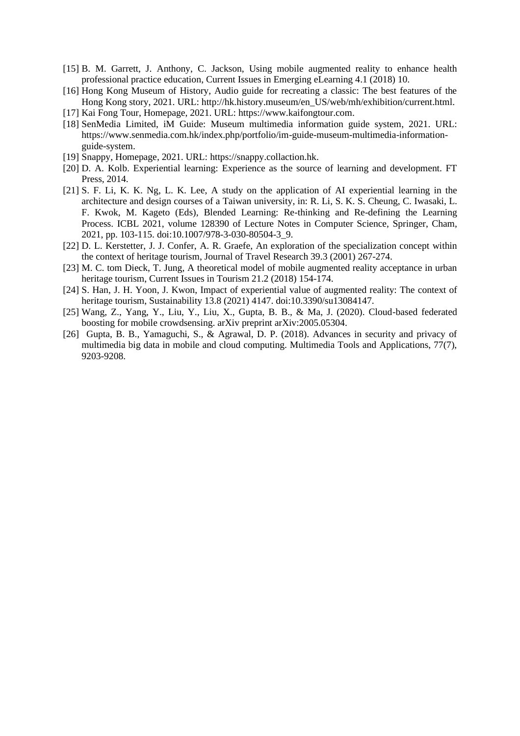[15] B. M. Garrett, J. Anthony, C. Jackson, Using mobile augmented reality to enhance health professional practice education, Current Issues in Emerging eLearning 4.1 (2018) 10.

[16] Hong Kong Museum of History, Audio guide for recreating a classic: The best features of the Hong Kong story, 2021. URL: http://hk.history.museum/en_US/web/mh/exhibition/current.html.

[17] Kai Fong Tour, Homepage, 2021. URL: https://www.kaifongtour.com.

[18] SenMedia Limited, iM Guide: Museum multimedia information guide system, 2021. URL: https://www.senmedia.com.hk/index.php/portfolio/im-guide-museum-multimedia-information-guide-system.

[19] Snappy, Homepage, 2021. URL: https://snappy.collaction.hk.

[20] D. A. Kolb. Experiential learning: Experience as the source of learning and development. FT Press, 2014.

[21] S. F. Li, K. K. Ng, L. K. Lee, A study on the application of AI experiential learning in the architecture and design courses of a Taiwan university, in: R. Li, S. K. S. Cheung, C. Iwasaki, L. F. Kwok, M. Kageto (Eds), Blended Learning: Re-thinking and Re-defining the Learning Process. ICBL 2021, volume 128390 of Lecture Notes in Computer Science, Springer, Cham, 2021, pp. 103-115. doi:10.1007/978-3-030-80504-3_9.

[22] D. L. Kerstetter, J. J. Confer, A. R. Graefe, An exploration of the specialization concept within the context of heritage tourism, Journal of Travel Research 39.3 (2001) 267-274.

[23] M. C. tom Dieck, T. Jung, A theoretical model of mobile augmented reality acceptance in urban heritage tourism, Current Issues in Tourism 21.2 (2018) 154-174.

[24] S. Han, J. H. Yoon, J. Kwon, Impact of experiential value of augmented reality: The context of heritage tourism, Sustainability 13.8 (2021) 4147. doi:10.3390/su13084147.

[25] Wang, Z., Yang, Y., Liu, Y., Liu, X., Gupta, B. B., & Ma, J. (2020). Cloud-based federated boosting for mobile crowdsensing. arXiv preprint arXiv:2005.05304.

[26] Gupta, B. B., Yamaguchi, S., & Agrawal, D. P. (2018). Advances in security and privacy of multimedia big data in mobile and cloud computing. Multimedia Tools and Applications, 77(7), 9203-9208.